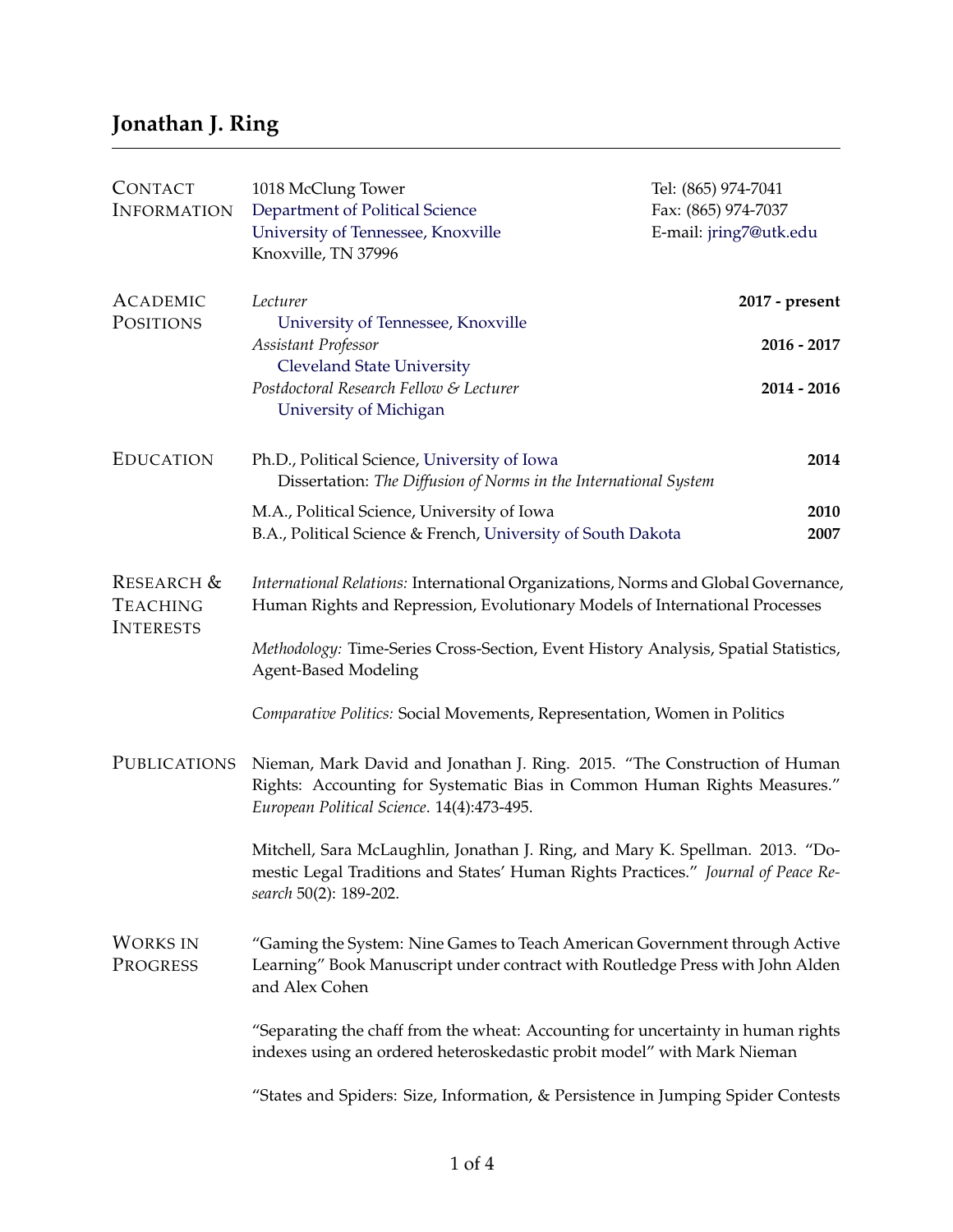# Jonathan J. Ring

## Contact Information

1018 McClung Tower
Department of Political Science
University of Tennessee, Knoxville
Knoxville, TN 37996

Tel: (865) 974-7041
Fax: (865) 974-7037
E-mail: jring7@utk.edu

## Academic Positions

*Lecturer* — **2017 - present**
University of Tennessee, Knoxville

*Assistant Professor* — **2016 - 2017**
Cleveland State University

*Postdoctoral Research Fellow & Lecturer* — **2014 - 2016**
University of Michigan

## Education

Ph.D., Political Science, University of Iowa — **2014**
Dissertation: *The Diffusion of Norms in the International System*

M.A., Political Science, University of Iowa — **2010**

B.A., Political Science & French, University of South Dakota — **2007**

## Research & Teaching Interests

*International Relations:* International Organizations, Norms and Global Governance, Human Rights and Repression, Evolutionary Models of International Processes

*Methodology:* Time-Series Cross-Section, Event History Analysis, Spatial Statistics, Agent-Based Modeling

*Comparative Politics:* Social Movements, Representation, Women in Politics

## Publications

Nieman, Mark David and Jonathan J. Ring. 2015. "The Construction of Human Rights: Accounting for Systematic Bias in Common Human Rights Measures." *European Political Science*. 14(4):473-495.

Mitchell, Sara McLaughlin, Jonathan J. Ring, and Mary K. Spellman. 2013. "Domestic Legal Traditions and States' Human Rights Practices." *Journal of Peace Research* 50(2): 189-202.

## Works in Progress

"Gaming the System: Nine Games to Teach American Government through Active Learning" Book Manuscript under contract with Routledge Press with John Alden and Alex Cohen

"Separating the chaff from the wheat: Accounting for uncertainty in human rights indexes using an ordered heteroskedastic probit model" with Mark Nieman

"States and Spiders: Size, Information, & Persistence in Jumping Spider Contests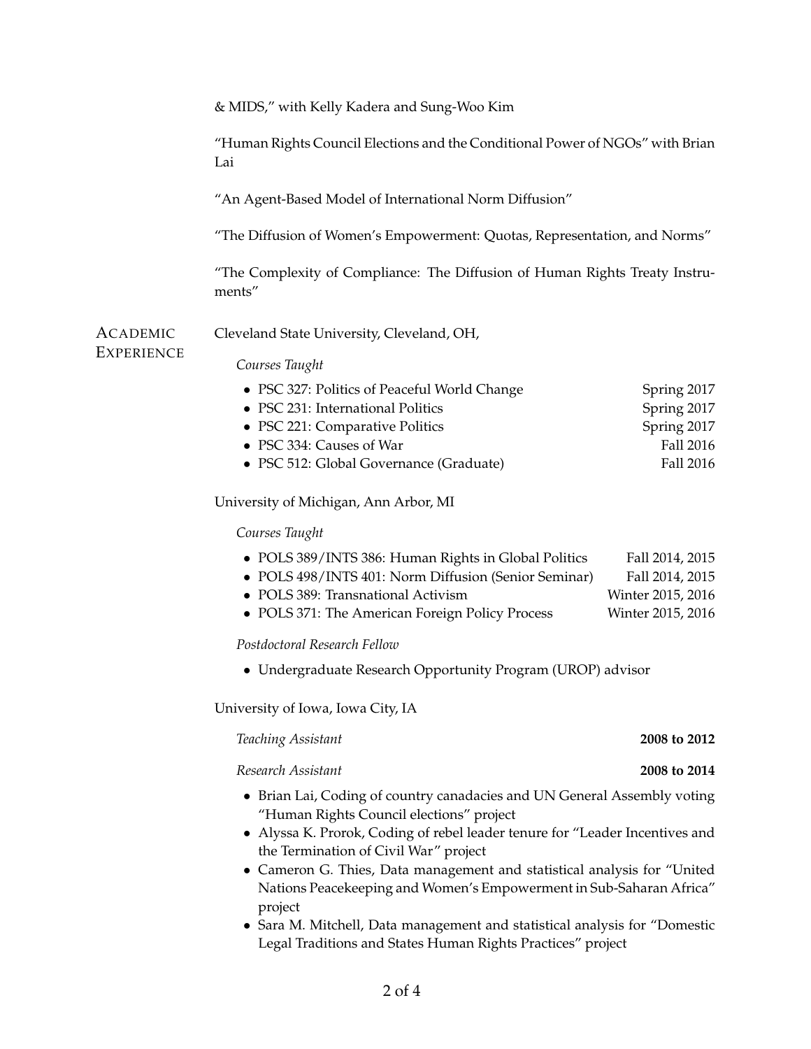& MIDS," with Kelly Kadera and Sung-Woo Kim

"Human Rights Council Elections and the Conditional Power of NGOs" with Brian Lai

"An Agent-Based Model of International Norm Diffusion"

"The Diffusion of Women's Empowerment: Quotas, Representation, and Norms"

"The Complexity of Compliance: The Diffusion of Human Rights Treaty Instruments"

## Academic Experience

Cleveland State University, Cleveland, OH,

*Courses Taught*

- PSC 327: Politics of Peaceful World Change — Spring 2017
- PSC 231: International Politics — Spring 2017
- PSC 221: Comparative Politics — Spring 2017
- PSC 334: Causes of War — Fall 2016
- PSC 512: Global Governance (Graduate) — Fall 2016

University of Michigan, Ann Arbor, MI

*Courses Taught*

- POLS 389/INTS 386: Human Rights in Global Politics — Fall 2014, 2015
- POLS 498/INTS 401: Norm Diffusion (Senior Seminar) — Fall 2014, 2015
- POLS 389: Transnational Activism — Winter 2015, 2016
- POLS 371: The American Foreign Policy Process — Winter 2015, 2016

*Postdoctoral Research Fellow*

- Undergraduate Research Opportunity Program (UROP) advisor

University of Iowa, Iowa City, IA

*Teaching Assistant* — **2008 to 2012**

*Research Assistant* — **2008 to 2014**

- Brian Lai, Coding of country canadacies and UN General Assembly voting "Human Rights Council elections" project
- Alyssa K. Prorok, Coding of rebel leader tenure for "Leader Incentives and the Termination of Civil War" project
- Cameron G. Thies, Data management and statistical analysis for "United Nations Peacekeeping and Women's Empowerment in Sub-Saharan Africa" project
- Sara M. Mitchell, Data management and statistical analysis for "Domestic Legal Traditions and States Human Rights Practices" project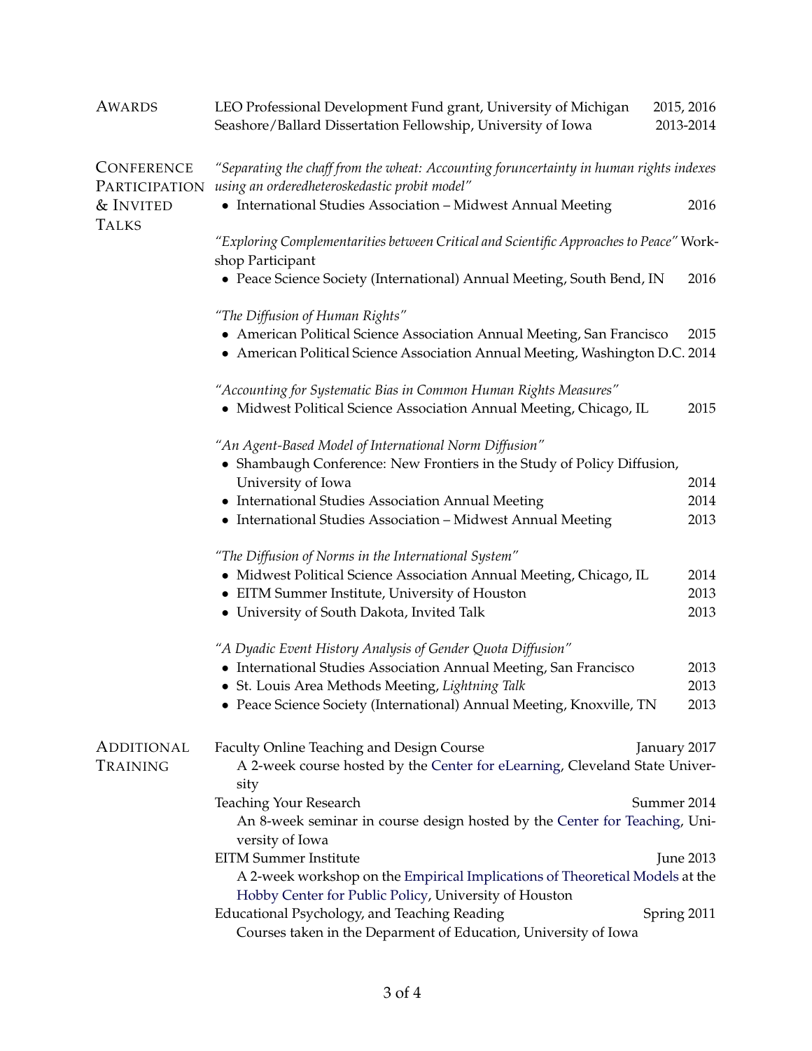## Awards

LEO Professional Development Fund grant, University of Michigan — 2015, 2016

Seashore/Ballard Dissertation Fellowship, University of Iowa — 2013-2014

## Conference Participation & Invited Talks

*"Separating the chaff from the wheat: Accounting foruncertainty in human rights indexes using an orderedheteroskedastic probit model"*

- International Studies Association – Midwest Annual Meeting — 2016

*"Exploring Complementarities between Critical and Scientific Approaches to Peace"* Workshop Participant

- Peace Science Society (International) Annual Meeting, South Bend, IN — 2016

*"The Diffusion of Human Rights"*

- American Political Science Association Annual Meeting, San Francisco — 2015
- American Political Science Association Annual Meeting, Washington D.C. — 2014

*"Accounting for Systematic Bias in Common Human Rights Measures"*

- Midwest Political Science Association Annual Meeting, Chicago, IL — 2015

*"An Agent-Based Model of International Norm Diffusion"*

- Shambaugh Conference: New Frontiers in the Study of Policy Diffusion, University of Iowa — 2014
- International Studies Association Annual Meeting — 2014
- International Studies Association – Midwest Annual Meeting — 2013

*"The Diffusion of Norms in the International System"*

- Midwest Political Science Association Annual Meeting, Chicago, IL — 2014
- EITM Summer Institute, University of Houston — 2013
- University of South Dakota, Invited Talk — 2013

*"A Dyadic Event History Analysis of Gender Quota Diffusion"*

- International Studies Association Annual Meeting, San Francisco — 2013
- St. Louis Area Methods Meeting, *Lightning Talk* — 2013
- Peace Science Society (International) Annual Meeting, Knoxville, TN — 2013

## Additional Training

Faculty Online Teaching and Design Course — January 2017
  A 2-week course hosted by the Center for eLearning, Cleveland State University

Teaching Your Research — Summer 2014
  An 8-week seminar in course design hosted by the Center for Teaching, University of Iowa

EITM Summer Institute — June 2013
  A 2-week workshop on the Empirical Implications of Theoretical Models at the Hobby Center for Public Policy, University of Houston

Educational Psychology, and Teaching Reading — Spring 2011
  Courses taken in the Deparment of Education, University of Iowa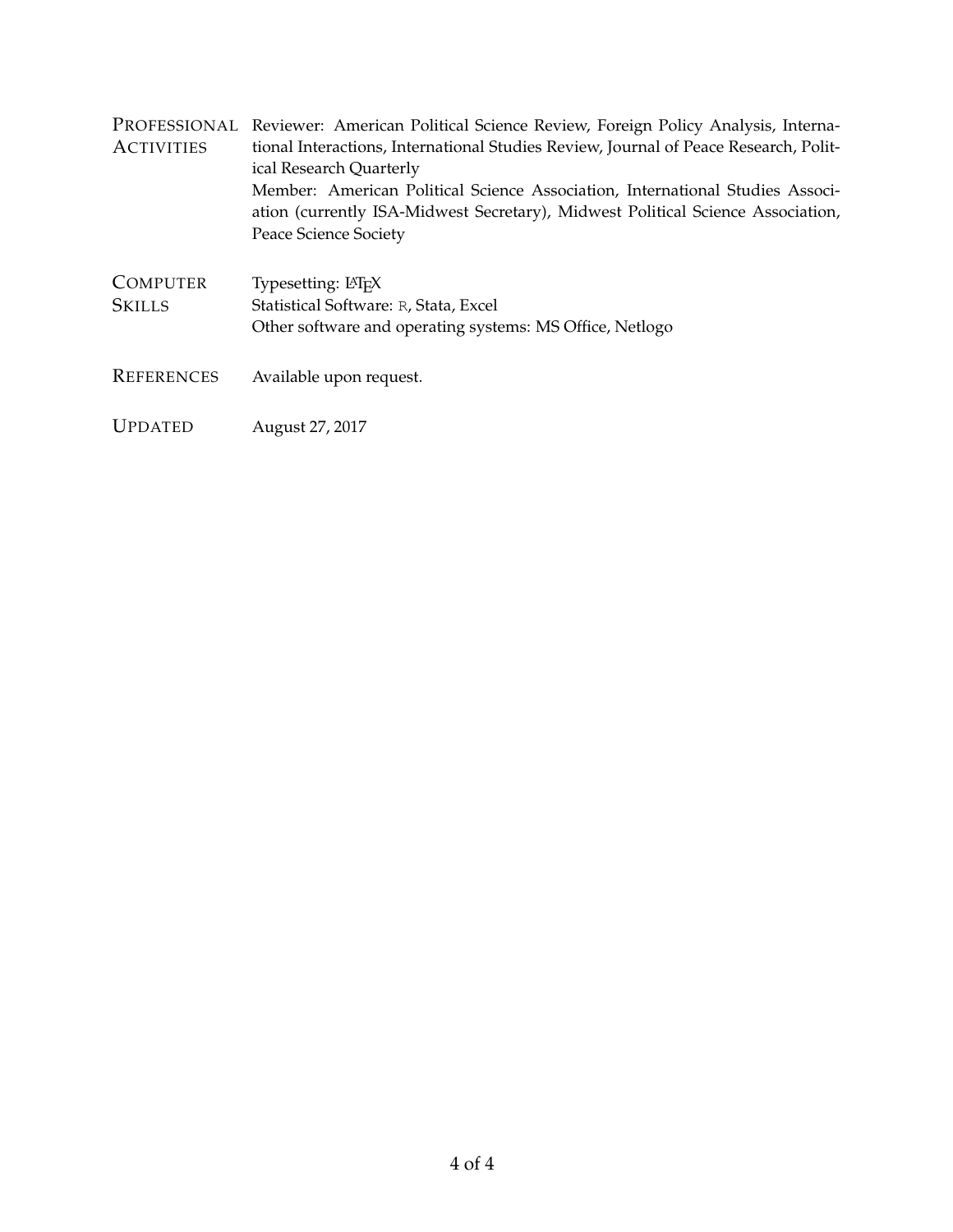## Professional Activities

Reviewer: American Political Science Review, Foreign Policy Analysis, International Interactions, International Studies Review, Journal of Peace Research, Political Research Quarterly

Member: American Political Science Association, International Studies Association (currently ISA-Midwest Secretary), Midwest Political Science Association, Peace Science Society

## Computer Skills

Typesetting: LaTeX

Statistical Software: R, Stata, Excel

Other software and operating systems: MS Office, Netlogo

## References

Available upon request.

## Updated

August 27, 2017